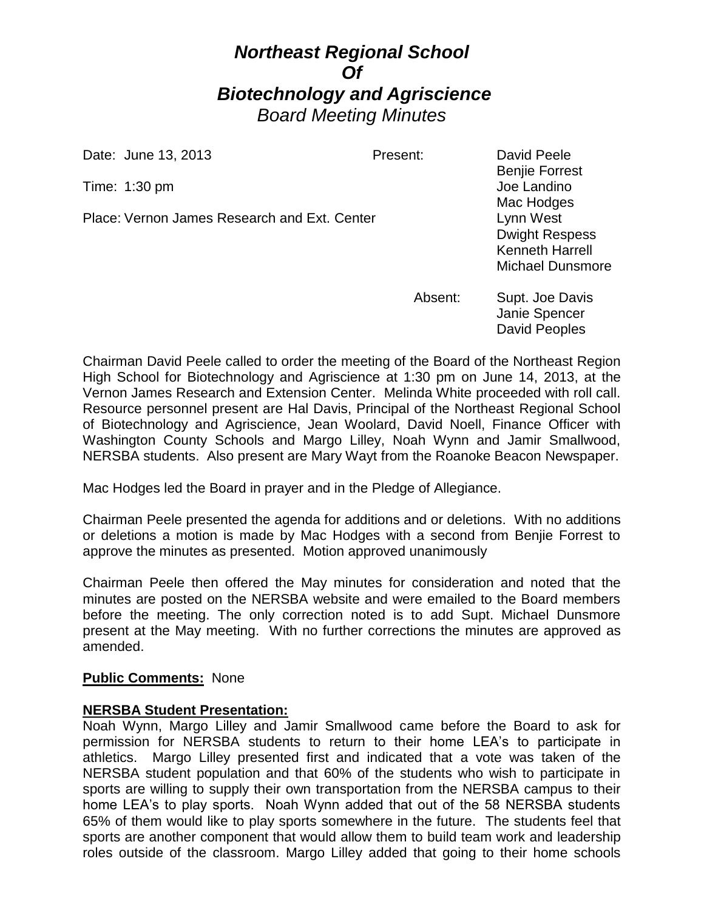# *Northeast Regional School Of Biotechnology and Agriscience*

*Board Meeting Minutes*

Date: June 13, 2013

Time: 1:30 pm

Place: Vernon James Research and Ext. Center

Present:
David Peele
Benjie Forrest
Joe Landino
Mac Hodges
Lynn West
Dwight Respess
Kenneth Harrell
Michael Dunsmore

Absent:
Supt. Joe Davis
Janie Spencer
David Peoples

Chairman David Peele called to order the meeting of the Board of the Northeast Region High School for Biotechnology and Agriscience at 1:30 pm on June 14, 2013, at the Vernon James Research and Extension Center. Melinda White proceeded with roll call. Resource personnel present are Hal Davis, Principal of the Northeast Regional School of Biotechnology and Agriscience, Jean Woolard, David Noell, Finance Officer with Washington County Schools and Margo Lilley, Noah Wynn and Jamir Smallwood, NERSBA students. Also present are Mary Wayt from the Roanoke Beacon Newspaper.

Mac Hodges led the Board in prayer and in the Pledge of Allegiance.

Chairman Peele presented the agenda for additions and or deletions. With no additions or deletions a motion is made by Mac Hodges with a second from Benjie Forrest to approve the minutes as presented. Motion approved unanimously

Chairman Peele then offered the May minutes for consideration and noted that the minutes are posted on the NERSBA website and were emailed to the Board members before the meeting. The only correction noted is to add Supt. Michael Dunsmore present at the May meeting. With no further corrections the minutes are approved as amended.

**Public Comments:** None

**NERSBA Student Presentation:**

Noah Wynn, Margo Lilley and Jamir Smallwood came before the Board to ask for permission for NERSBA students to return to their home LEA's to participate in athletics. Margo Lilley presented first and indicated that a vote was taken of the NERSBA student population and that 60% of the students who wish to participate in sports are willing to supply their own transportation from the NERSBA campus to their home LEA's to play sports. Noah Wynn added that out of the 58 NERSBA students 65% of them would like to play sports somewhere in the future. The students feel that sports are another component that would allow them to build team work and leadership roles outside of the classroom. Margo Lilley added that going to their home schools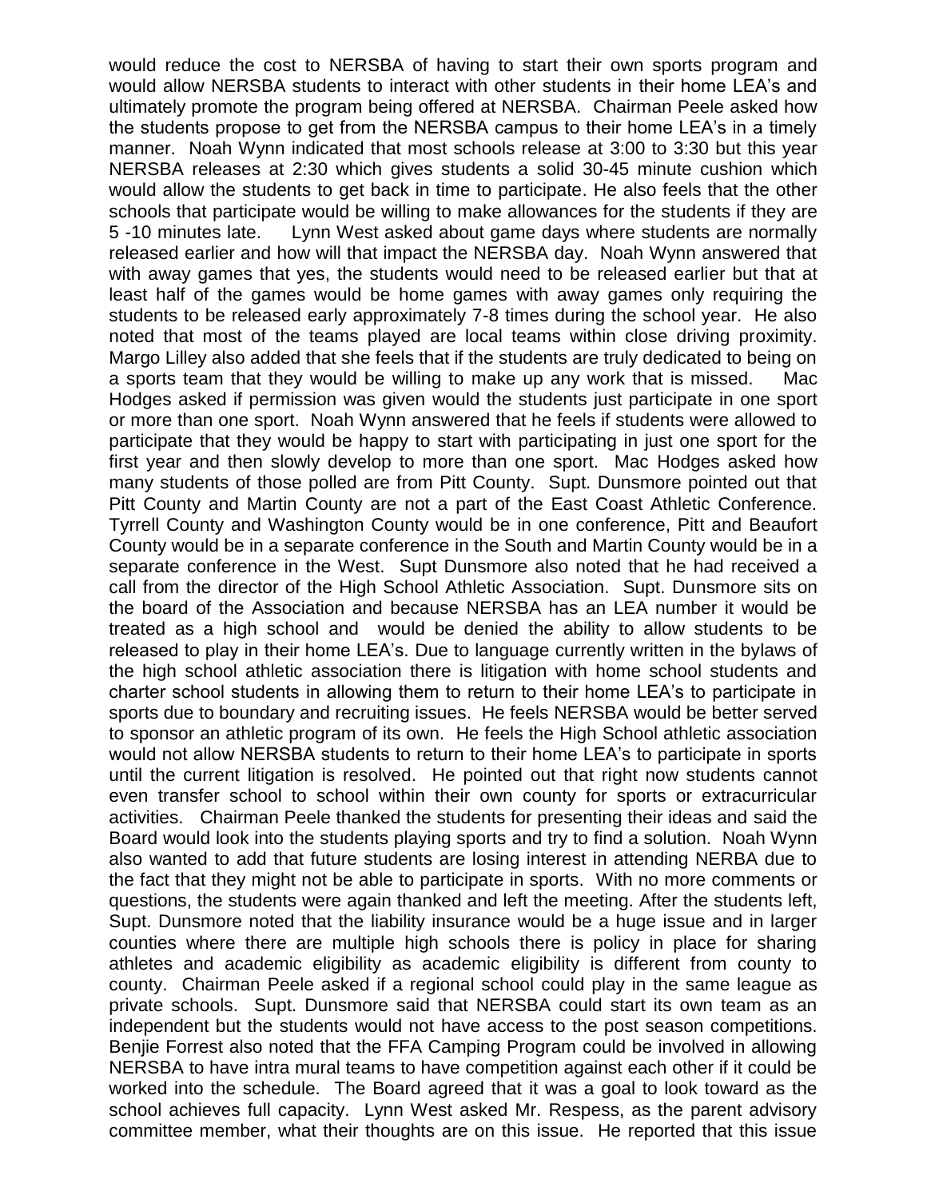would reduce the cost to NERSBA of having to start their own sports program and would allow NERSBA students to interact with other students in their home LEA's and ultimately promote the program being offered at NERSBA. Chairman Peele asked how the students propose to get from the NERSBA campus to their home LEA's in a timely manner. Noah Wynn indicated that most schools release at 3:00 to 3:30 but this year NERSBA releases at 2:30 which gives students a solid 30-45 minute cushion which would allow the students to get back in time to participate. He also feels that the other schools that participate would be willing to make allowances for the students if they are 5 -10 minutes late. Lynn West asked about game days where students are normally released earlier and how will that impact the NERSBA day. Noah Wynn answered that with away games that yes, the students would need to be released earlier but that at least half of the games would be home games with away games only requiring the students to be released early approximately 7-8 times during the school year. He also noted that most of the teams played are local teams within close driving proximity. Margo Lilley also added that she feels that if the students are truly dedicated to being on a sports team that they would be willing to make up any work that is missed. Mac Hodges asked if permission was given would the students just participate in one sport or more than one sport. Noah Wynn answered that he feels if students were allowed to participate that they would be happy to start with participating in just one sport for the first year and then slowly develop to more than one sport. Mac Hodges asked how many students of those polled are from Pitt County. Supt. Dunsmore pointed out that Pitt County and Martin County are not a part of the East Coast Athletic Conference. Tyrrell County and Washington County would be in one conference, Pitt and Beaufort County would be in a separate conference in the South and Martin County would be in a separate conference in the West. Supt Dunsmore also noted that he had received a call from the director of the High School Athletic Association. Supt. Dunsmore sits on the board of the Association and because NERSBA has an LEA number it would be treated as a high school and would be denied the ability to allow students to be released to play in their home LEA's. Due to language currently written in the bylaws of the high school athletic association there is litigation with home school students and charter school students in allowing them to return to their home LEA's to participate in sports due to boundary and recruiting issues. He feels NERSBA would be better served to sponsor an athletic program of its own. He feels the High School athletic association would not allow NERSBA students to return to their home LEA's to participate in sports until the current litigation is resolved. He pointed out that right now students cannot even transfer school to school within their own county for sports or extracurricular activities. Chairman Peele thanked the students for presenting their ideas and said the Board would look into the students playing sports and try to find a solution. Noah Wynn also wanted to add that future students are losing interest in attending NERBA due to the fact that they might not be able to participate in sports. With no more comments or questions, the students were again thanked and left the meeting. After the students left, Supt. Dunsmore noted that the liability insurance would be a huge issue and in larger counties where there are multiple high schools there is policy in place for sharing athletes and academic eligibility as academic eligibility is different from county to county. Chairman Peele asked if a regional school could play in the same league as private schools. Supt. Dunsmore said that NERSBA could start its own team as an independent but the students would not have access to the post season competitions. Benjie Forrest also noted that the FFA Camping Program could be involved in allowing NERSBA to have intra mural teams to have competition against each other if it could be worked into the schedule. The Board agreed that it was a goal to look toward as the school achieves full capacity. Lynn West asked Mr. Respess, as the parent advisory committee member, what their thoughts are on this issue. He reported that this issue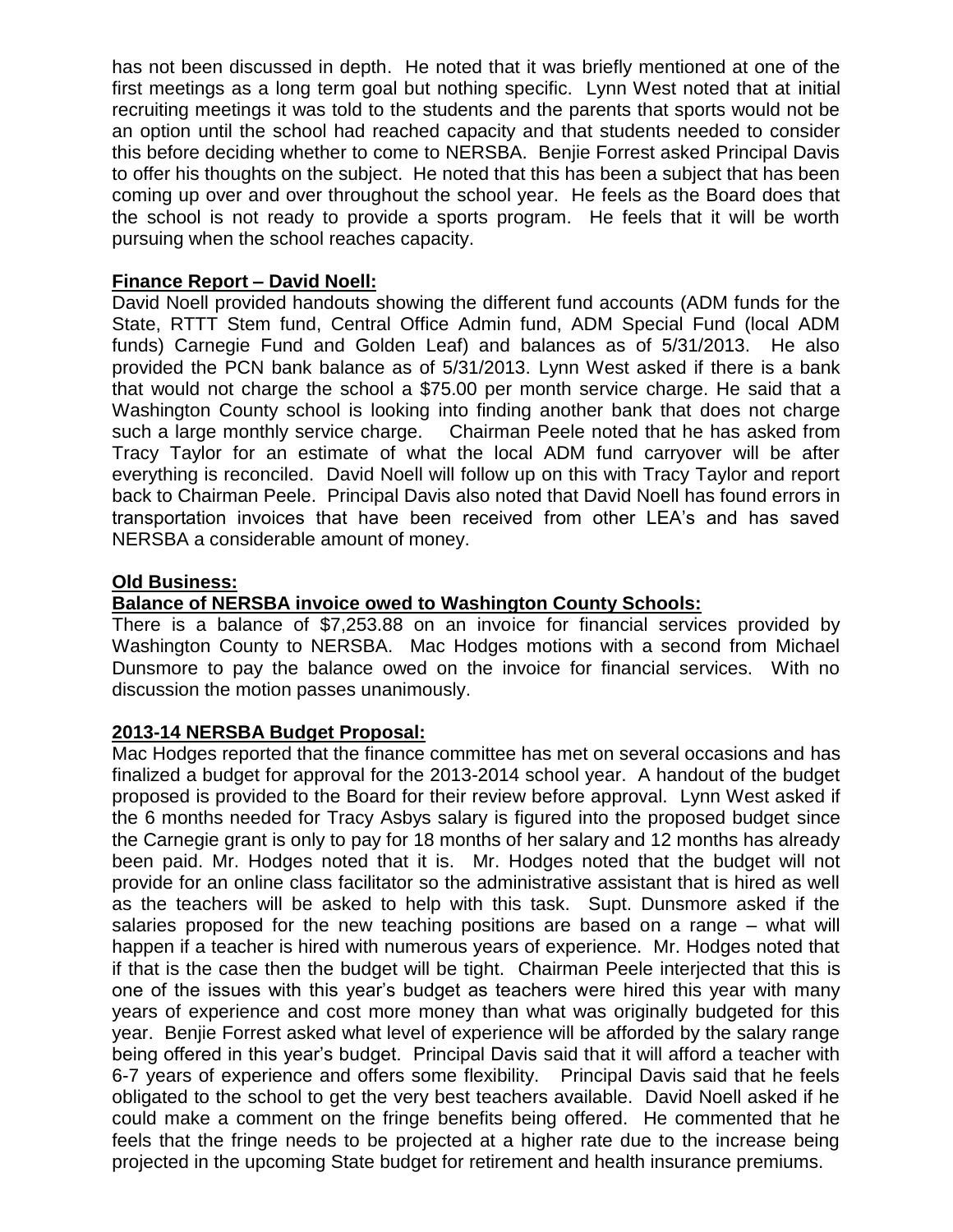has not been discussed in depth. He noted that it was briefly mentioned at one of the first meetings as a long term goal but nothing specific. Lynn West noted that at initial recruiting meetings it was told to the students and the parents that sports would not be an option until the school had reached capacity and that students needed to consider this before deciding whether to come to NERSBA. Benjie Forrest asked Principal Davis to offer his thoughts on the subject. He noted that this has been a subject that has been coming up over and over throughout the school year. He feels as the Board does that the school is not ready to provide a sports program. He feels that it will be worth pursuing when the school reaches capacity.

**Finance Report – David Noell:**

David Noell provided handouts showing the different fund accounts (ADM funds for the State, RTTT Stem fund, Central Office Admin fund, ADM Special Fund (local ADM funds) Carnegie Fund and Golden Leaf) and balances as of 5/31/2013. He also provided the PCN bank balance as of 5/31/2013. Lynn West asked if there is a bank that would not charge the school a $75.00 per month service charge. He said that a Washington County school is looking into finding another bank that does not charge such a large monthly service charge. Chairman Peele noted that he has asked from Tracy Taylor for an estimate of what the local ADM fund carryover will be after everything is reconciled. David Noell will follow up on this with Tracy Taylor and report back to Chairman Peele. Principal Davis also noted that David Noell has found errors in transportation invoices that have been received from other LEA's and has saved NERSBA a considerable amount of money.

**Old Business:**

**Balance of NERSBA invoice owed to Washington County Schools:**

There is a balance of $7,253.88 on an invoice for financial services provided by Washington County to NERSBA. Mac Hodges motions with a second from Michael Dunsmore to pay the balance owed on the invoice for financial services. With no discussion the motion passes unanimously.

**2013-14 NERSBA Budget Proposal:**

Mac Hodges reported that the finance committee has met on several occasions and has finalized a budget for approval for the 2013-2014 school year. A handout of the budget proposed is provided to the Board for their review before approval. Lynn West asked if the 6 months needed for Tracy Asbys salary is figured into the proposed budget since the Carnegie grant is only to pay for 18 months of her salary and 12 months has already been paid. Mr. Hodges noted that it is. Mr. Hodges noted that the budget will not provide for an online class facilitator so the administrative assistant that is hired as well as the teachers will be asked to help with this task. Supt. Dunsmore asked if the salaries proposed for the new teaching positions are based on a range – what will happen if a teacher is hired with numerous years of experience. Mr. Hodges noted that if that is the case then the budget will be tight. Chairman Peele interjected that this is one of the issues with this year's budget as teachers were hired this year with many years of experience and cost more money than what was originally budgeted for this year. Benjie Forrest asked what level of experience will be afforded by the salary range being offered in this year's budget. Principal Davis said that it will afford a teacher with 6-7 years of experience and offers some flexibility. Principal Davis said that he feels obligated to the school to get the very best teachers available. David Noell asked if he could make a comment on the fringe benefits being offered. He commented that he feels that the fringe needs to be projected at a higher rate due to the increase being projected in the upcoming State budget for retirement and health insurance premiums.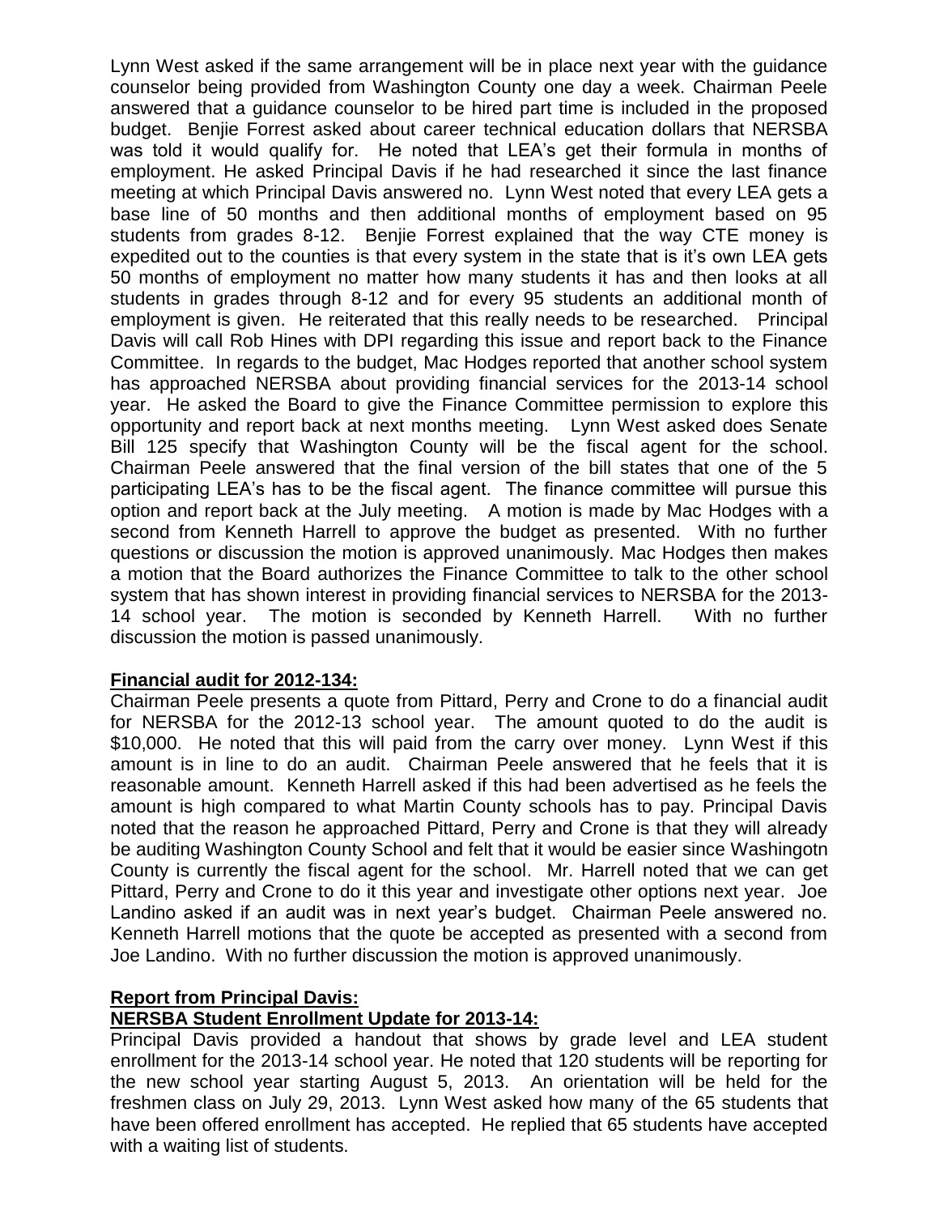Lynn West asked if the same arrangement will be in place next year with the guidance counselor being provided from Washington County one day a week. Chairman Peele answered that a guidance counselor to be hired part time is included in the proposed budget. Benjie Forrest asked about career technical education dollars that NERSBA was told it would qualify for. He noted that LEA's get their formula in months of employment. He asked Principal Davis if he had researched it since the last finance meeting at which Principal Davis answered no. Lynn West noted that every LEA gets a base line of 50 months and then additional months of employment based on 95 students from grades 8-12. Benjie Forrest explained that the way CTE money is expedited out to the counties is that every system in the state that is it's own LEA gets 50 months of employment no matter how many students it has and then looks at all students in grades through 8-12 and for every 95 students an additional month of employment is given. He reiterated that this really needs to be researched. Principal Davis will call Rob Hines with DPI regarding this issue and report back to the Finance Committee. In regards to the budget, Mac Hodges reported that another school system has approached NERSBA about providing financial services for the 2013-14 school year. He asked the Board to give the Finance Committee permission to explore this opportunity and report back at next months meeting. Lynn West asked does Senate Bill 125 specify that Washington County will be the fiscal agent for the school. Chairman Peele answered that the final version of the bill states that one of the 5 participating LEA's has to be the fiscal agent. The finance committee will pursue this option and report back at the July meeting. A motion is made by Mac Hodges with a second from Kenneth Harrell to approve the budget as presented. With no further questions or discussion the motion is approved unanimously. Mac Hodges then makes a motion that the Board authorizes the Finance Committee to talk to the other school system that has shown interest in providing financial services to NERSBA for the 2013-14 school year. The motion is seconded by Kenneth Harrell. With no further discussion the motion is passed unanimously.

**Financial audit for 2012-134:**

Chairman Peele presents a quote from Pittard, Perry and Crone to do a financial audit for NERSBA for the 2012-13 school year. The amount quoted to do the audit is $10,000. He noted that this will paid from the carry over money. Lynn West if this amount is in line to do an audit. Chairman Peele answered that he feels that it is reasonable amount. Kenneth Harrell asked if this had been advertised as he feels the amount is high compared to what Martin County schools has to pay. Principal Davis noted that the reason he approached Pittard, Perry and Crone is that they will already be auditing Washington County School and felt that it would be easier since Washingotn County is currently the fiscal agent for the school. Mr. Harrell noted that we can get Pittard, Perry and Crone to do it this year and investigate other options next year. Joe Landino asked if an audit was in next year's budget. Chairman Peele answered no. Kenneth Harrell motions that the quote be accepted as presented with a second from Joe Landino. With no further discussion the motion is approved unanimously.

**Report from Principal Davis:**

**NERSBA Student Enrollment Update for 2013-14:**

Principal Davis provided a handout that shows by grade level and LEA student enrollment for the 2013-14 school year. He noted that 120 students will be reporting for the new school year starting August 5, 2013. An orientation will be held for the freshmen class on July 29, 2013. Lynn West asked how many of the 65 students that have been offered enrollment has accepted. He replied that 65 students have accepted with a waiting list of students.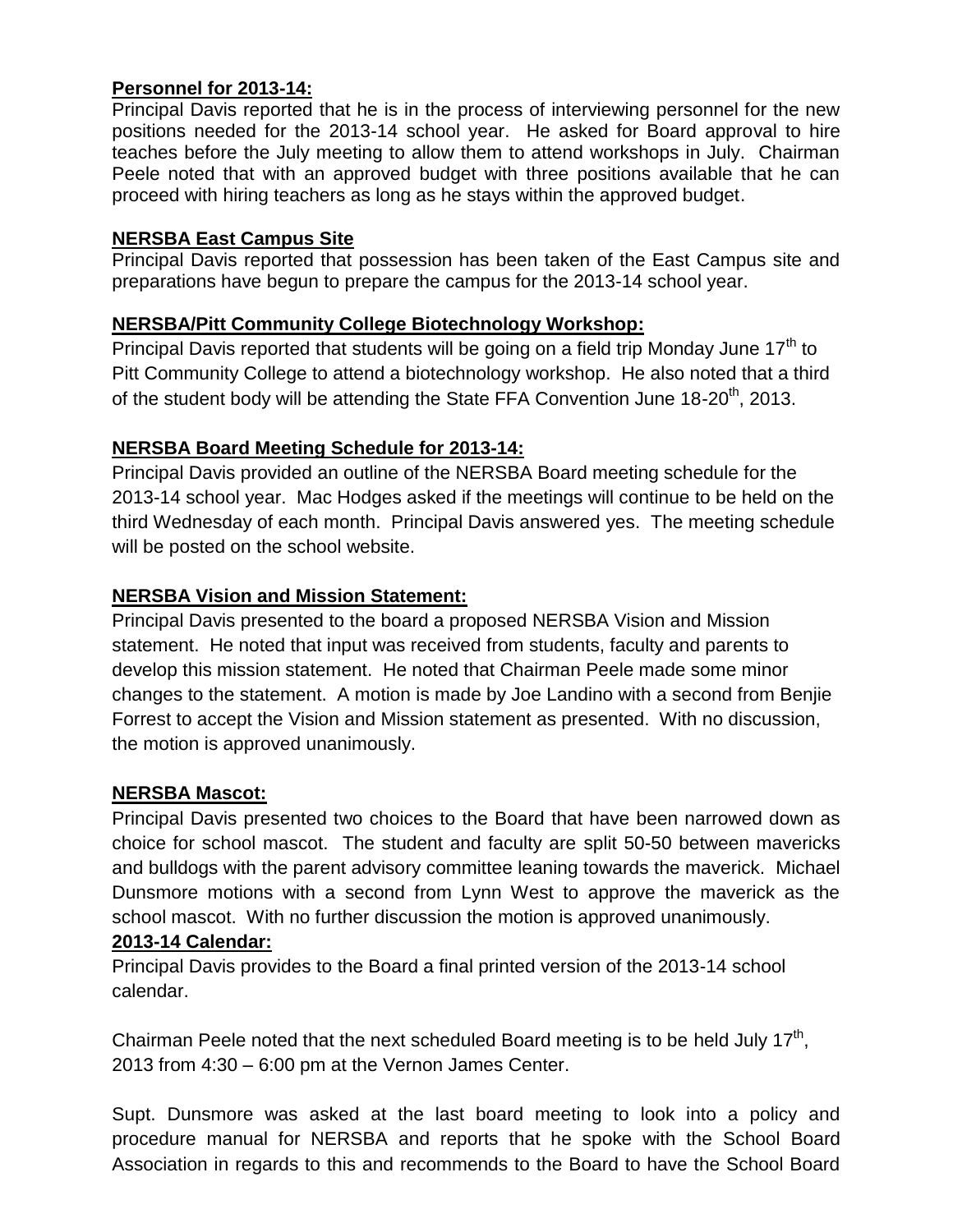**Personnel for 2013-14:**

Principal Davis reported that he is in the process of interviewing personnel for the new positions needed for the 2013-14 school year. He asked for Board approval to hire teaches before the July meeting to allow them to attend workshops in July. Chairman Peele noted that with an approved budget with three positions available that he can proceed with hiring teachers as long as he stays within the approved budget.

**NERSBA East Campus Site**

Principal Davis reported that possession has been taken of the East Campus site and preparations have begun to prepare the campus for the 2013-14 school year.

**NERSBA/Pitt Community College Biotechnology Workshop:**

Principal Davis reported that students will be going on a field trip Monday June 17th to Pitt Community College to attend a biotechnology workshop. He also noted that a third of the student body will be attending the State FFA Convention June 18-20th, 2013.

**NERSBA Board Meeting Schedule for 2013-14:**

Principal Davis provided an outline of the NERSBA Board meeting schedule for the 2013-14 school year. Mac Hodges asked if the meetings will continue to be held on the third Wednesday of each month. Principal Davis answered yes. The meeting schedule will be posted on the school website.

**NERSBA Vision and Mission Statement:**

Principal Davis presented to the board a proposed NERSBA Vision and Mission statement. He noted that input was received from students, faculty and parents to develop this mission statement. He noted that Chairman Peele made some minor changes to the statement. A motion is made by Joe Landino with a second from Benjie Forrest to accept the Vision and Mission statement as presented. With no discussion, the motion is approved unanimously.

**NERSBA Mascot:**

Principal Davis presented two choices to the Board that have been narrowed down as choice for school mascot. The student and faculty are split 50-50 between mavericks and bulldogs with the parent advisory committee leaning towards the maverick. Michael Dunsmore motions with a second from Lynn West to approve the maverick as the school mascot. With no further discussion the motion is approved unanimously.

**2013-14 Calendar:**

Principal Davis provides to the Board a final printed version of the 2013-14 school calendar.

Chairman Peele noted that the next scheduled Board meeting is to be held July 17th, 2013 from 4:30 – 6:00 pm at the Vernon James Center.

Supt. Dunsmore was asked at the last board meeting to look into a policy and procedure manual for NERSBA and reports that he spoke with the School Board Association in regards to this and recommends to the Board to have the School Board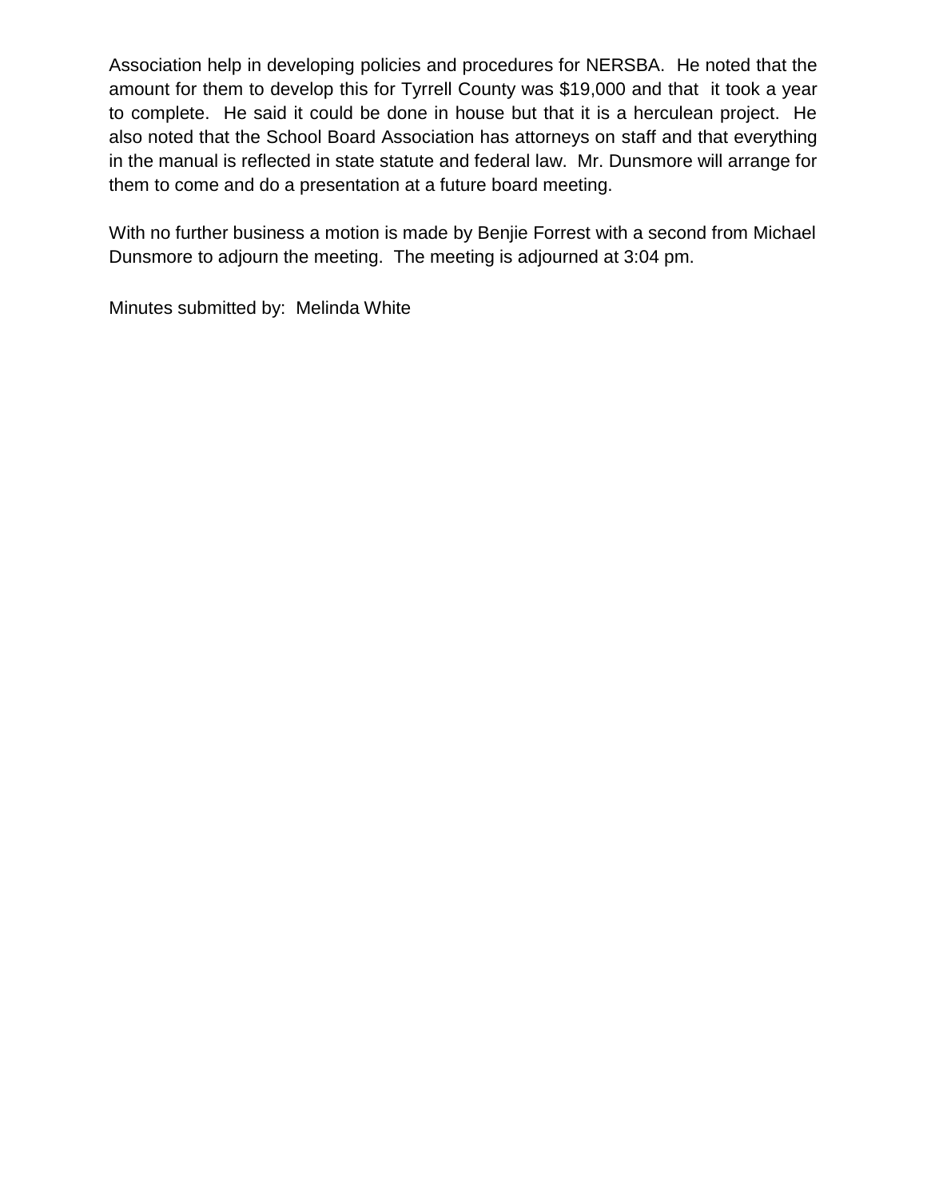Association help in developing policies and procedures for NERSBA. He noted that the amount for them to develop this for Tyrrell County was $19,000 and that it took a year to complete. He said it could be done in house but that it is a herculean project. He also noted that the School Board Association has attorneys on staff and that everything in the manual is reflected in state statute and federal law. Mr. Dunsmore will arrange for them to come and do a presentation at a future board meeting.

With no further business a motion is made by Benjie Forrest with a second from Michael Dunsmore to adjourn the meeting. The meeting is adjourned at 3:04 pm.

Minutes submitted by: Melinda White